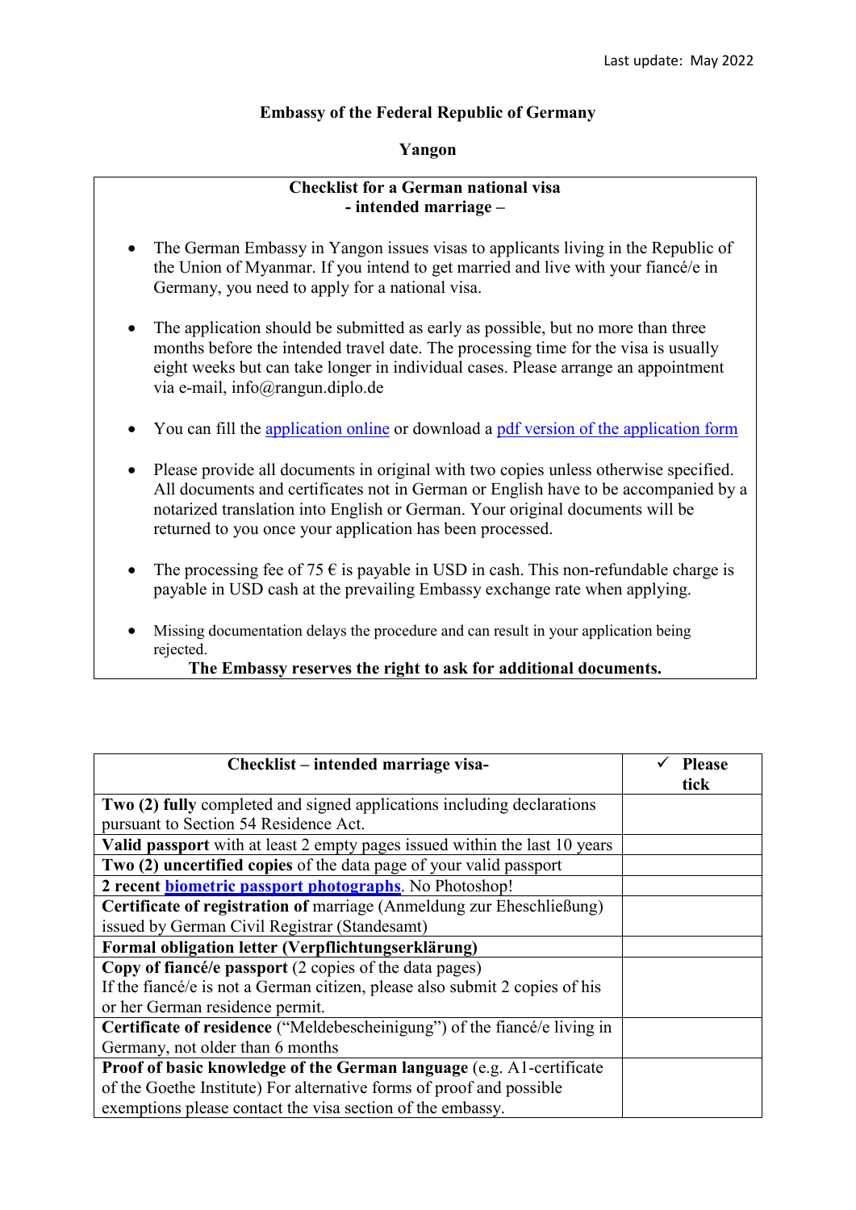Last update: May 2022

**Embassy of the Federal Republic of Germany**

**Yangon**

## Checklist for a German national visa
## - intended marriage –

- The German Embassy in Yangon issues visas to applicants living in the Republic of the Union of Myanmar. If you intend to get married and live with your fiancé/e in Germany, you need to apply for a national visa.

- The application should be submitted as early as possible, but no more than three months before the intended travel date. The processing time for the visa is usually eight weeks but can take longer in individual cases. Please arrange an appointment via e-mail, info@rangun.diplo.de

- You can fill the application online or download a pdf version of the application form

- Please provide all documents in original with two copies unless otherwise specified. All documents and certificates not in German or English have to be accompanied by a notarized translation into English or German. Your original documents will be returned to you once your application has been processed.

- The processing fee of 75 € is payable in USD in cash. This non-refundable charge is payable in USD cash at the prevailing Embassy exchange rate when applying.

- Missing documentation delays the procedure and can result in your application being rejected.

**The Embassy reserves the right to ask for additional documents.**

| Checklist – intended marriage visa- | ✓ Please tick |
|---|---|
| **Two (2) fully** completed and signed applications including declarations pursuant to Section 54 Residence Act. | |
| **Valid passport** with at least 2 empty pages issued within the last 10 years | |
| **Two (2) uncertified copies** of the data page of your valid passport | |
| **2 recent biometric passport photographs**. No Photoshop! | |
| **Certificate of registration of** marriage (Anmeldung zur Eheschließung) issued by German Civil Registrar (Standesamt) | |
| **Formal obligation letter (Verpflichtungserklärung)** | |
| **Copy of fiancé/e passport** (2 copies of the data pages) If the fiancé/e is not a German citizen, please also submit 2 copies of his or her German residence permit. | |
| **Certificate of residence** ("Meldebescheinigung") of the fiancé/e living in Germany, not older than 6 months | |
| **Proof of basic knowledge of the German language** (e.g. A1-certificate of the Goethe Institute) For alternative forms of proof and possible exemptions please contact the visa section of the embassy. | |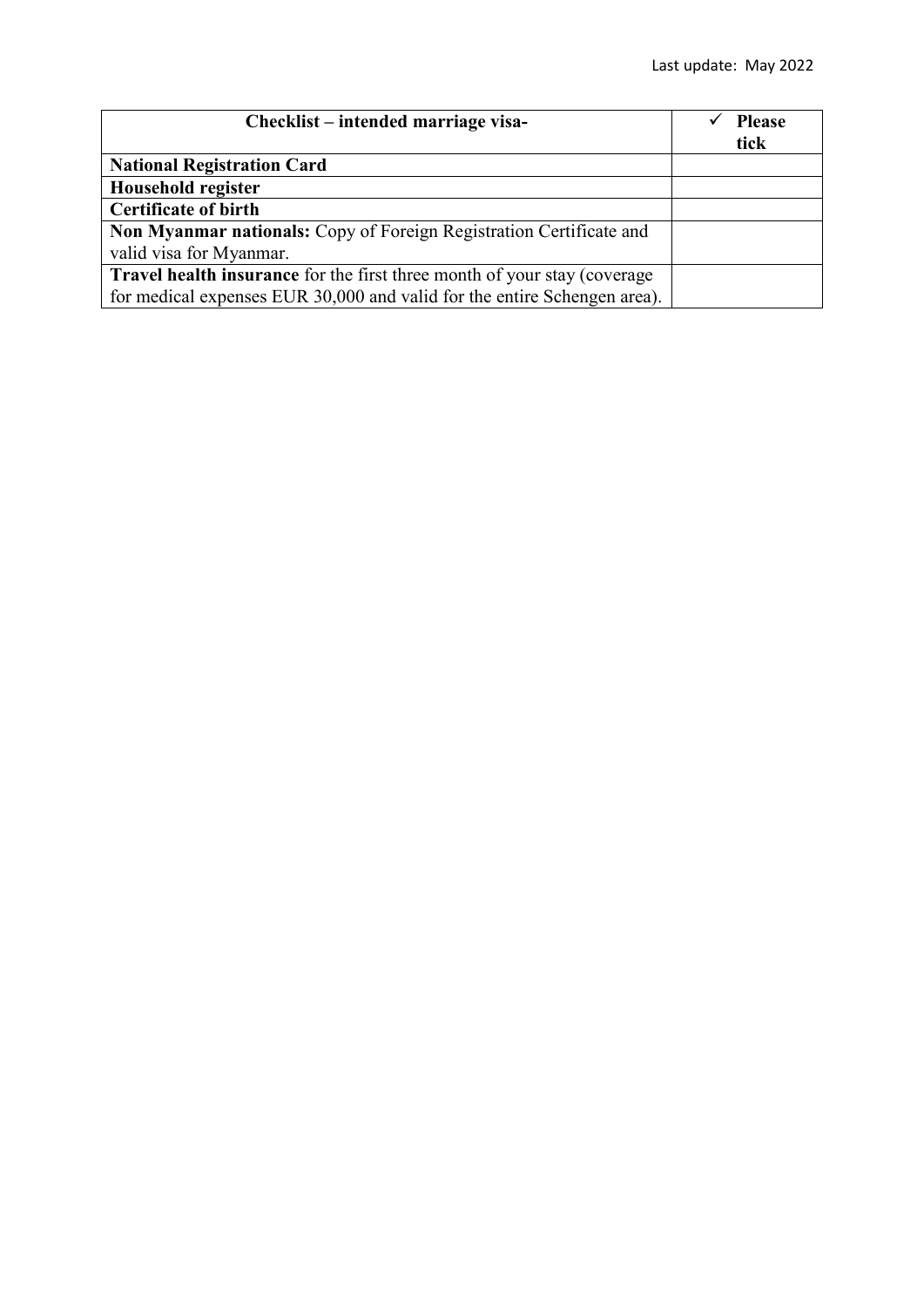Last update: May 2022

| **Checklist – intended marriage visa-** | ✓ **Please tick** |
| --- | --- |
| **National Registration Card** | |
| **Household register** | |
| **Certificate of birth** | |
| **Non Myanmar nationals:** Copy of Foreign Registration Certificate and valid visa for Myanmar. | |
| **Travel health insurance** for the first three month of your stay (coverage for medical expenses EUR 30,000 and valid for the entire Schengen area). | |